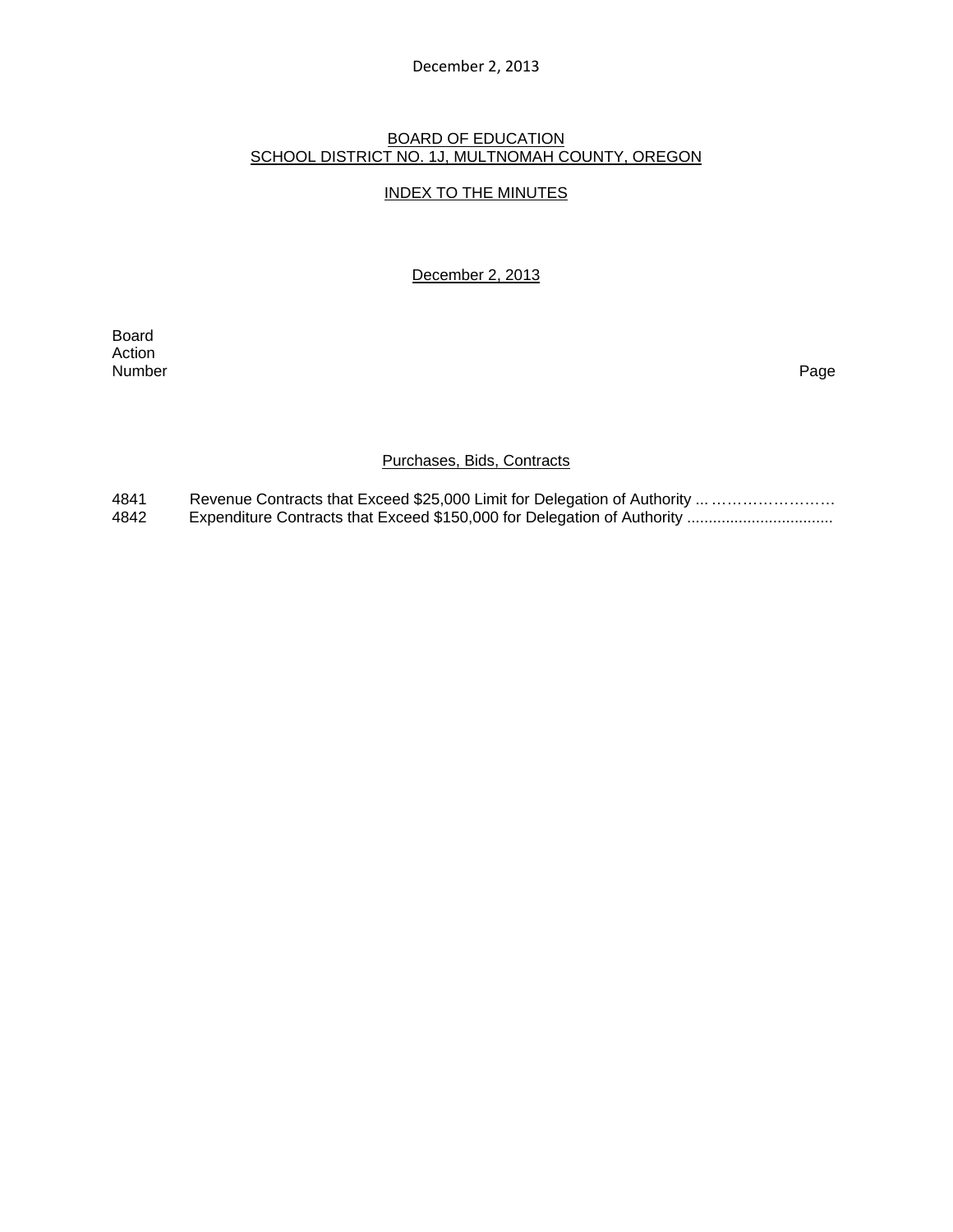BOARD OF EDUCATION
SCHOOL DISTRICT NO. 1J, MULTNOMAH COUNTY, OREGON

INDEX TO THE MINUTES

December 2, 2013

Board Action Number | Page

Purchases, Bids, Contracts

4841 Revenue Contracts that Exceed $25,000 Limit for Delegation of Authority ... ……………………

4842 Expenditure Contracts that Exceed $150,000 for Delegation of Authority .................................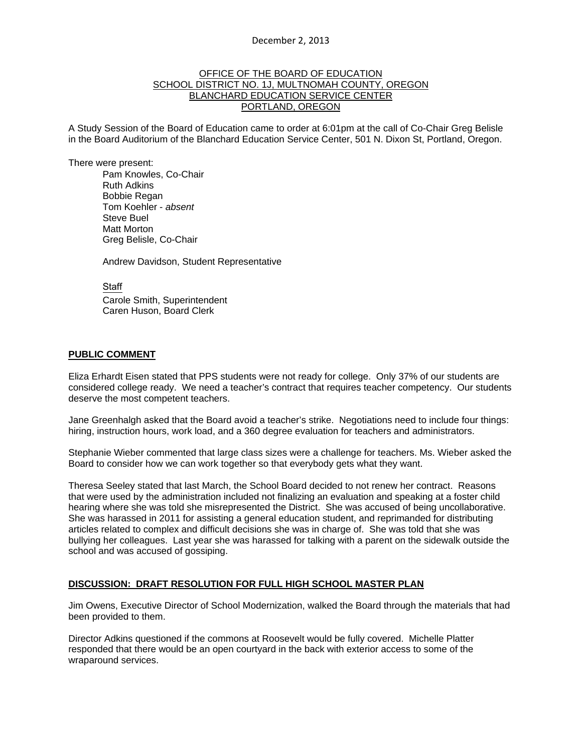December 2, 2013

OFFICE OF THE BOARD OF EDUCATION
SCHOOL DISTRICT NO. 1J, MULTNOMAH COUNTY, OREGON
BLANCHARD EDUCATION SERVICE CENTER
PORTLAND, OREGON

A Study Session of the Board of Education came to order at 6:01pm at the call of Co-Chair Greg Belisle in the Board Auditorium of the Blanchard Education Service Center, 501 N. Dixon St, Portland, Oregon.

There were present:

Pam Knowles, Co-Chair
Ruth Adkins
Bobbie Regan
Tom Koehler - *absent*
Steve Buel
Matt Morton
Greg Belisle, Co-Chair

Andrew Davidson, Student Representative

Staff
Carole Smith, Superintendent
Caren Huson, Board Clerk

**PUBLIC COMMENT**

Eliza Erhardt Eisen stated that PPS students were not ready for college. Only 37% of our students are considered college ready. We need a teacher's contract that requires teacher competency. Our students deserve the most competent teachers.

Jane Greenhalgh asked that the Board avoid a teacher's strike. Negotiations need to include four things: hiring, instruction hours, work load, and a 360 degree evaluation for teachers and administrators.

Stephanie Wieber commented that large class sizes were a challenge for teachers. Ms. Wieber asked the Board to consider how we can work together so that everybody gets what they want.

Theresa Seeley stated that last March, the School Board decided to not renew her contract. Reasons that were used by the administration included not finalizing an evaluation and speaking at a foster child hearing where she was told she misrepresented the District. She was accused of being uncollaborative. She was harassed in 2011 for assisting a general education student, and reprimanded for distributing articles related to complex and difficult decisions she was in charge of. She was told that she was bullying her colleagues. Last year she was harassed for talking with a parent on the sidewalk outside the school and was accused of gossiping.

**DISCUSSION: DRAFT RESOLUTION FOR FULL HIGH SCHOOL MASTER PLAN**

Jim Owens, Executive Director of School Modernization, walked the Board through the materials that had been provided to them.

Director Adkins questioned if the commons at Roosevelt would be fully covered. Michelle Platter responded that there would be an open courtyard in the back with exterior access to some of the wraparound services.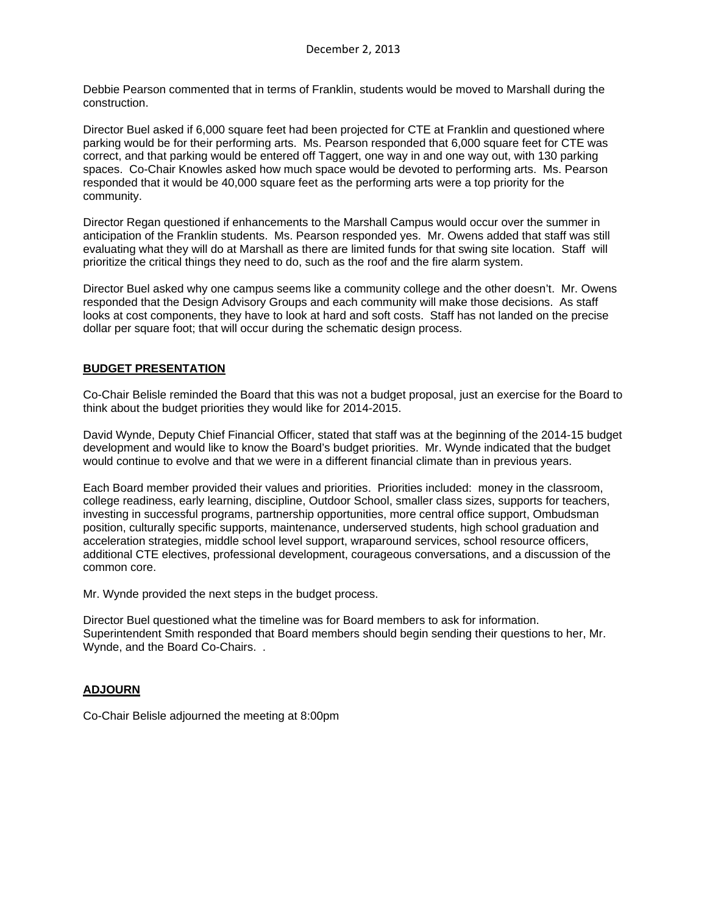Debbie Pearson commented that in terms of Franklin, students would be moved to Marshall during the construction.

Director Buel asked if 6,000 square feet had been projected for CTE at Franklin and questioned where parking would be for their performing arts. Ms. Pearson responded that 6,000 square feet for CTE was correct, and that parking would be entered off Taggert, one way in and one way out, with 130 parking spaces. Co-Chair Knowles asked how much space would be devoted to performing arts. Ms. Pearson responded that it would be 40,000 square feet as the performing arts were a top priority for the community.

Director Regan questioned if enhancements to the Marshall Campus would occur over the summer in anticipation of the Franklin students. Ms. Pearson responded yes. Mr. Owens added that staff was still evaluating what they will do at Marshall as there are limited funds for that swing site location. Staff will prioritize the critical things they need to do, such as the roof and the fire alarm system.

Director Buel asked why one campus seems like a community college and the other doesn't. Mr. Owens responded that the Design Advisory Groups and each community will make those decisions. As staff looks at cost components, they have to look at hard and soft costs. Staff has not landed on the precise dollar per square foot; that will occur during the schematic design process.

**BUDGET PRESENTATION**

Co-Chair Belisle reminded the Board that this was not a budget proposal, just an exercise for the Board to think about the budget priorities they would like for 2014-2015.

David Wynde, Deputy Chief Financial Officer, stated that staff was at the beginning of the 2014-15 budget development and would like to know the Board's budget priorities. Mr. Wynde indicated that the budget would continue to evolve and that we were in a different financial climate than in previous years.

Each Board member provided their values and priorities. Priorities included: money in the classroom, college readiness, early learning, discipline, Outdoor School, smaller class sizes, supports for teachers, investing in successful programs, partnership opportunities, more central office support, Ombudsman position, culturally specific supports, maintenance, underserved students, high school graduation and acceleration strategies, middle school level support, wraparound services, school resource officers, additional CTE electives, professional development, courageous conversations, and a discussion of the common core.

Mr. Wynde provided the next steps in the budget process.

Director Buel questioned what the timeline was for Board members to ask for information. Superintendent Smith responded that Board members should begin sending their questions to her, Mr. Wynde, and the Board Co-Chairs. .

**ADJOURN**

Co-Chair Belisle adjourned the meeting at 8:00pm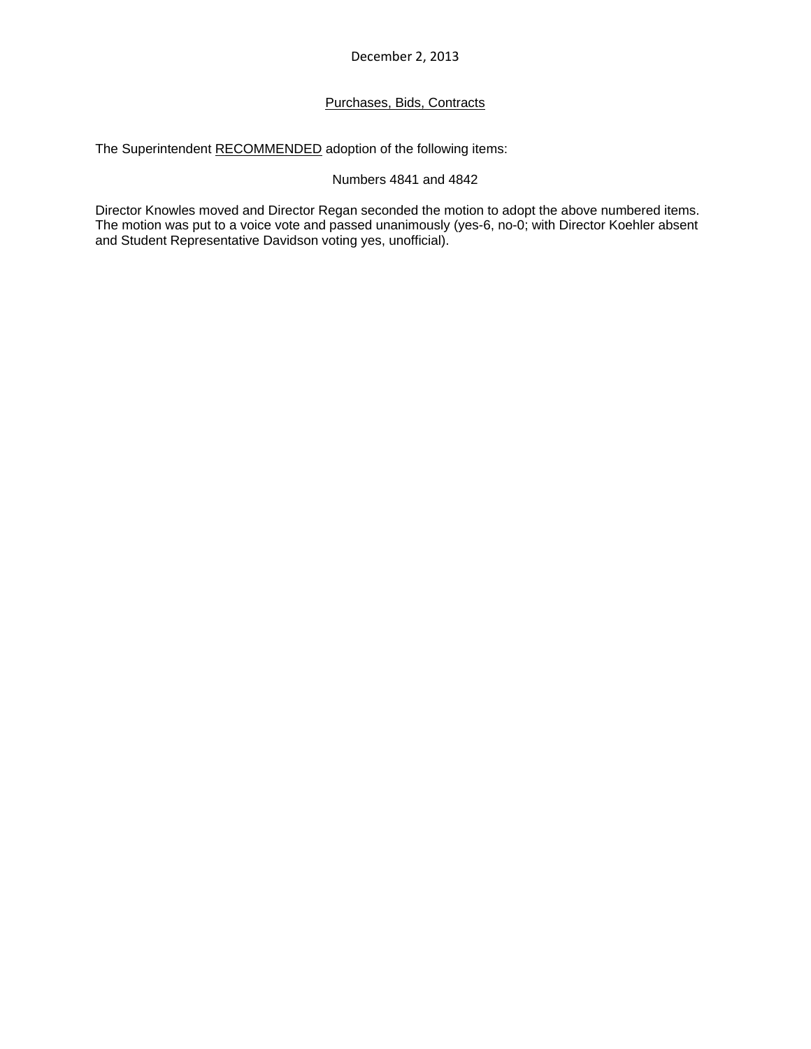December 2, 2013

Purchases, Bids, Contracts

The Superintendent RECOMMENDED adoption of the following items:

Numbers 4841 and 4842

Director Knowles moved and Director Regan seconded the motion to adopt the above numbered items. The motion was put to a voice vote and passed unanimously (yes-6, no-0; with Director Koehler absent and Student Representative Davidson voting yes, unofficial).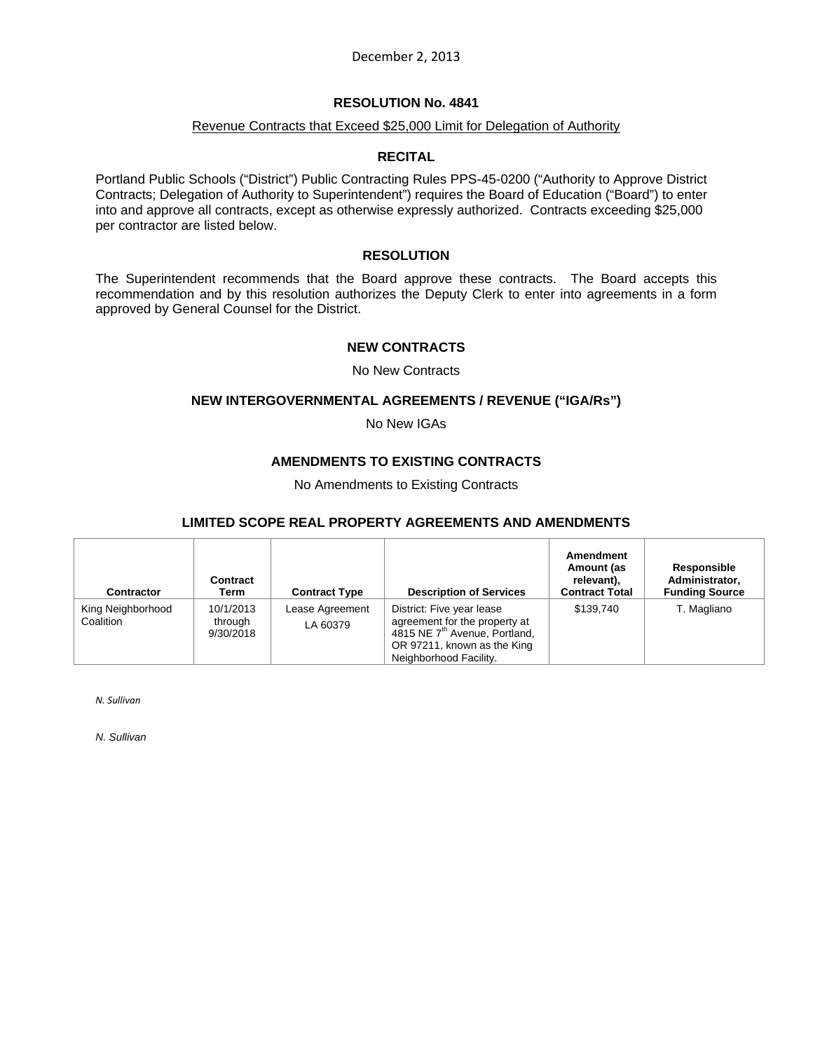December 2, 2013

## RESOLUTION No. 4841

Revenue Contracts that Exceed $25,000 Limit for Delegation of Authority

### RECITAL

Portland Public Schools ("District") Public Contracting Rules PPS-45-0200 ("Authority to Approve District Contracts; Delegation of Authority to Superintendent") requires the Board of Education ("Board") to enter into and approve all contracts, except as otherwise expressly authorized. Contracts exceeding $25,000 per contractor are listed below.

### RESOLUTION

The Superintendent recommends that the Board approve these contracts. The Board accepts this recommendation and by this resolution authorizes the Deputy Clerk to enter into agreements in a form approved by General Counsel for the District.

### NEW CONTRACTS

No New Contracts

### NEW INTERGOVERNMENTAL AGREEMENTS / REVENUE ("IGA/Rs")

No New IGAs

### AMENDMENTS TO EXISTING CONTRACTS

No Amendments to Existing Contracts

### LIMITED SCOPE REAL PROPERTY AGREEMENTS AND AMENDMENTS

| Contractor | Contract Term | Contract Type | Description of Services | Amendment Amount (as relevant), Contract Total | Responsible Administrator, Funding Source |
|---|---|---|---|---|---|
| King Neighborhood Coalition | 10/1/2013 through 9/30/2018 | Lease Agreement LA 60379 | District: Five year lease agreement for the property at 4815 NE 7th Avenue, Portland, OR 97211, known as the King Neighborhood Facility. | $139,740 | T. Magliano |

*N. Sullivan*

*N. Sullivan*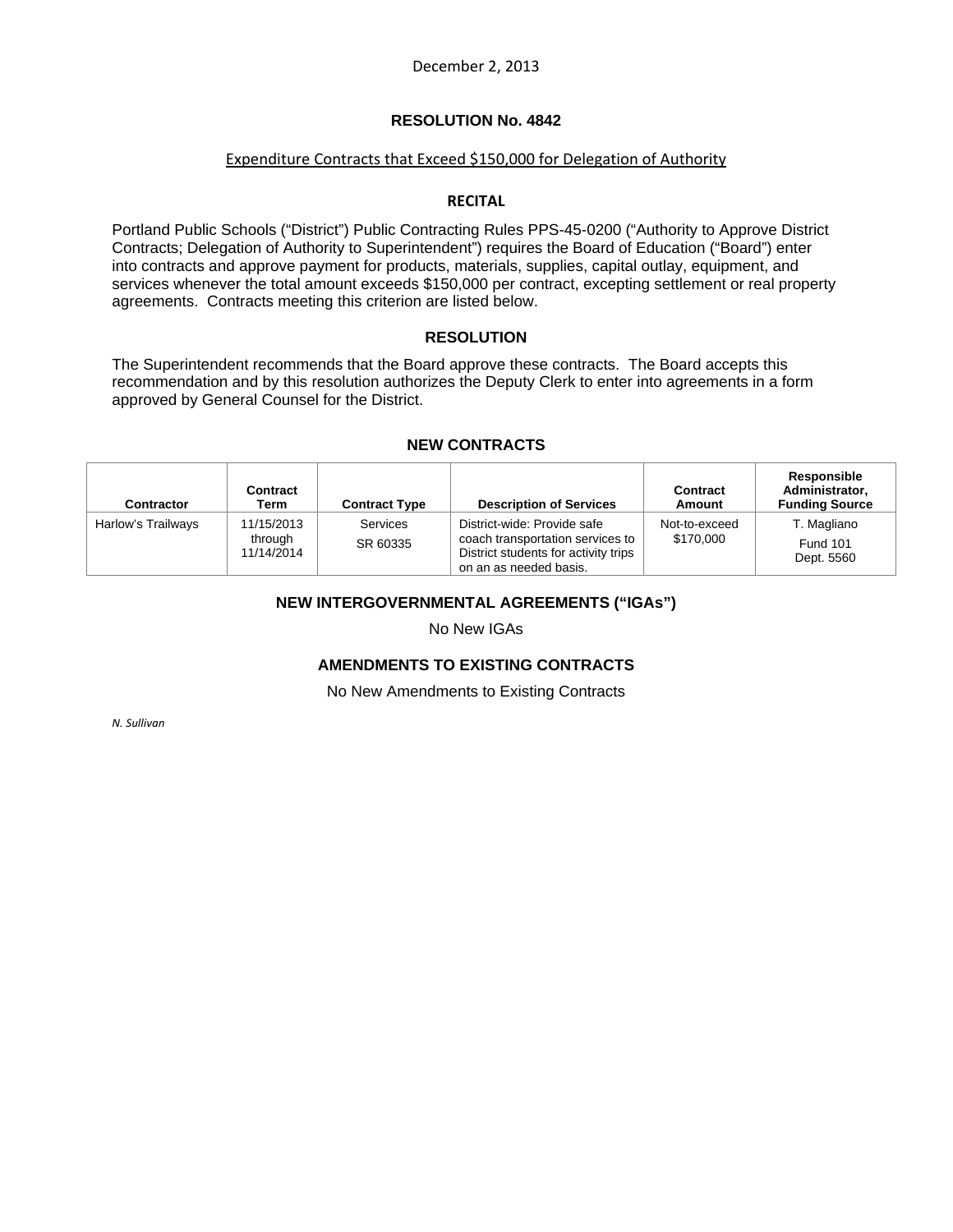December 2, 2013

# RESOLUTION No. 4842

Expenditure Contracts that Exceed $150,000 for Delegation of Authority

## RECITAL

Portland Public Schools ("District") Public Contracting Rules PPS-45-0200 ("Authority to Approve District Contracts; Delegation of Authority to Superintendent") requires the Board of Education ("Board") enter into contracts and approve payment for products, materials, supplies, capital outlay, equipment, and services whenever the total amount exceeds $150,000 per contract, excepting settlement or real property agreements. Contracts meeting this criterion are listed below.

## RESOLUTION

The Superintendent recommends that the Board approve these contracts. The Board accepts this recommendation and by this resolution authorizes the Deputy Clerk to enter into agreements in a form approved by General Counsel for the District.

## NEW CONTRACTS

| Contractor | Contract Term | Contract Type | Description of Services | Contract Amount | Responsible Administrator, Funding Source |
|---|---|---|---|---|---|
| Harlow's Trailways | 11/15/2013 through 11/14/2014 | Services SR 60335 | District-wide: Provide safe coach transportation services to District students for activity trips on an as needed basis. | Not-to-exceed $170,000 | T. Magliano Fund 101 Dept. 5560 |

## NEW INTERGOVERNMENTAL AGREEMENTS ("IGAs")

No New IGAs

## AMENDMENTS TO EXISTING CONTRACTS

No New Amendments to Existing Contracts

*N. Sullivan*